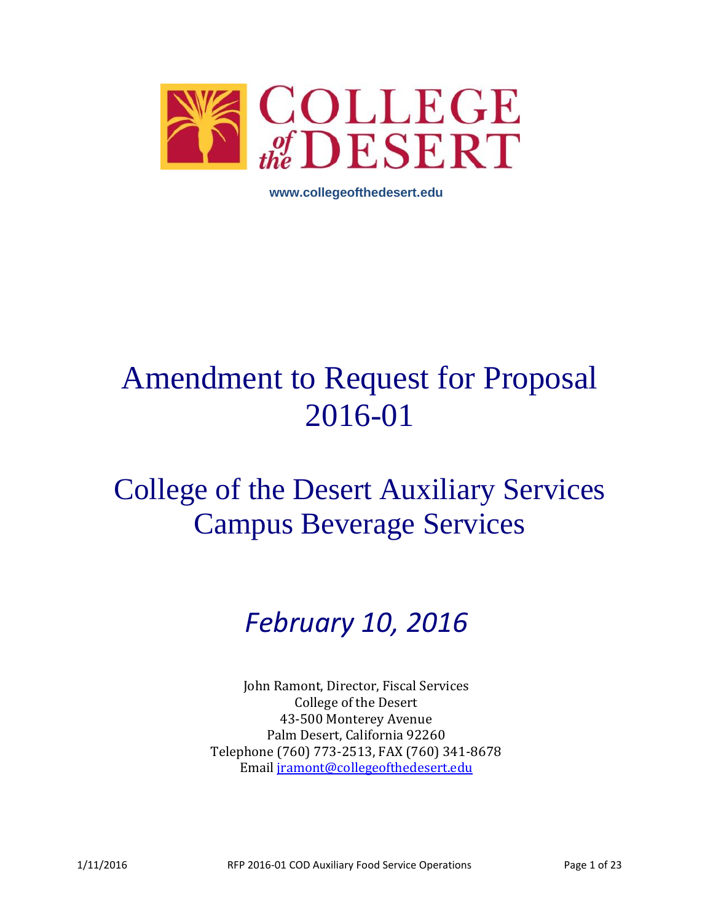# COLLEGE of the DESERT

www.collegeofthedesert.edu

# Amendment to Request for Proposal 2016-01

# College of the Desert Auxiliary Services Campus Beverage Services

## *February 10, 2016*

John Ramont, Director, Fiscal Services
College of the Desert
43-500 Monterey Avenue
Palm Desert, California 92260
Telephone (760) 773-2513, FAX (760) 341-8678
Email jramont@collegeofthedesert.edu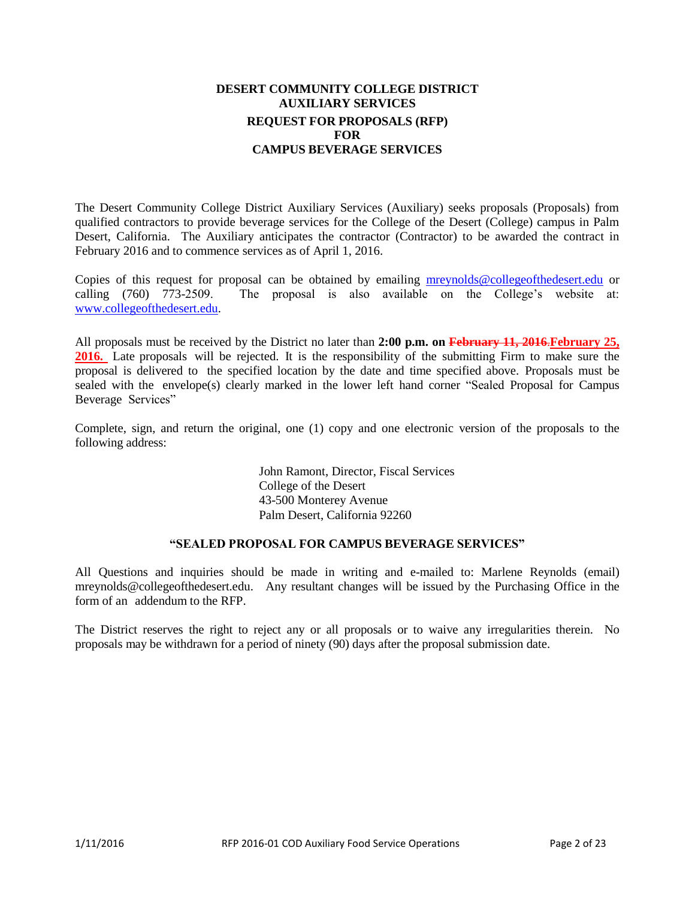**DESERT COMMUNITY COLLEGE DISTRICT**
**AUXILIARY SERVICES**
**REQUEST FOR PROPOSALS (RFP)**
**FOR**
**CAMPUS BEVERAGE SERVICES**

The Desert Community College District Auxiliary Services (Auxiliary) seeks proposals (Proposals) from qualified contractors to provide beverage services for the College of the Desert (College) campus in Palm Desert, California. The Auxiliary anticipates the contractor (Contractor) to be awarded the contract in February 2016 and to commence services as of April 1, 2016.

Copies of this request for proposal can be obtained by emailing mreynolds@collegeofthedesert.edu or calling (760) 773-2509. The proposal is also available on the College's website at: www.collegeofthedesert.edu.

All proposals must be received by the District no later than **2:00 p.m. on ~~February 11, 2016.~~February 25, 2016.** Late proposals will be rejected. It is the responsibility of the submitting Firm to make sure the proposal is delivered to the specified location by the date and time specified above. Proposals must be sealed with the envelope(s) clearly marked in the lower left hand corner "Sealed Proposal for Campus Beverage Services"

Complete, sign, and return the original, one (1) copy and one electronic version of the proposals to the following address:

John Ramont, Director, Fiscal Services
College of the Desert
43-500 Monterey Avenue
Palm Desert, California 92260

**"SEALED PROPOSAL FOR CAMPUS BEVERAGE SERVICES"**

All Questions and inquiries should be made in writing and e-mailed to: Marlene Reynolds (email) mreynolds@collegeofthedesert.edu. Any resultant changes will be issued by the Purchasing Office in the form of an addendum to the RFP.

The District reserves the right to reject any or all proposals or to waive any irregularities therein. No proposals may be withdrawn for a period of ninety (90) days after the proposal submission date.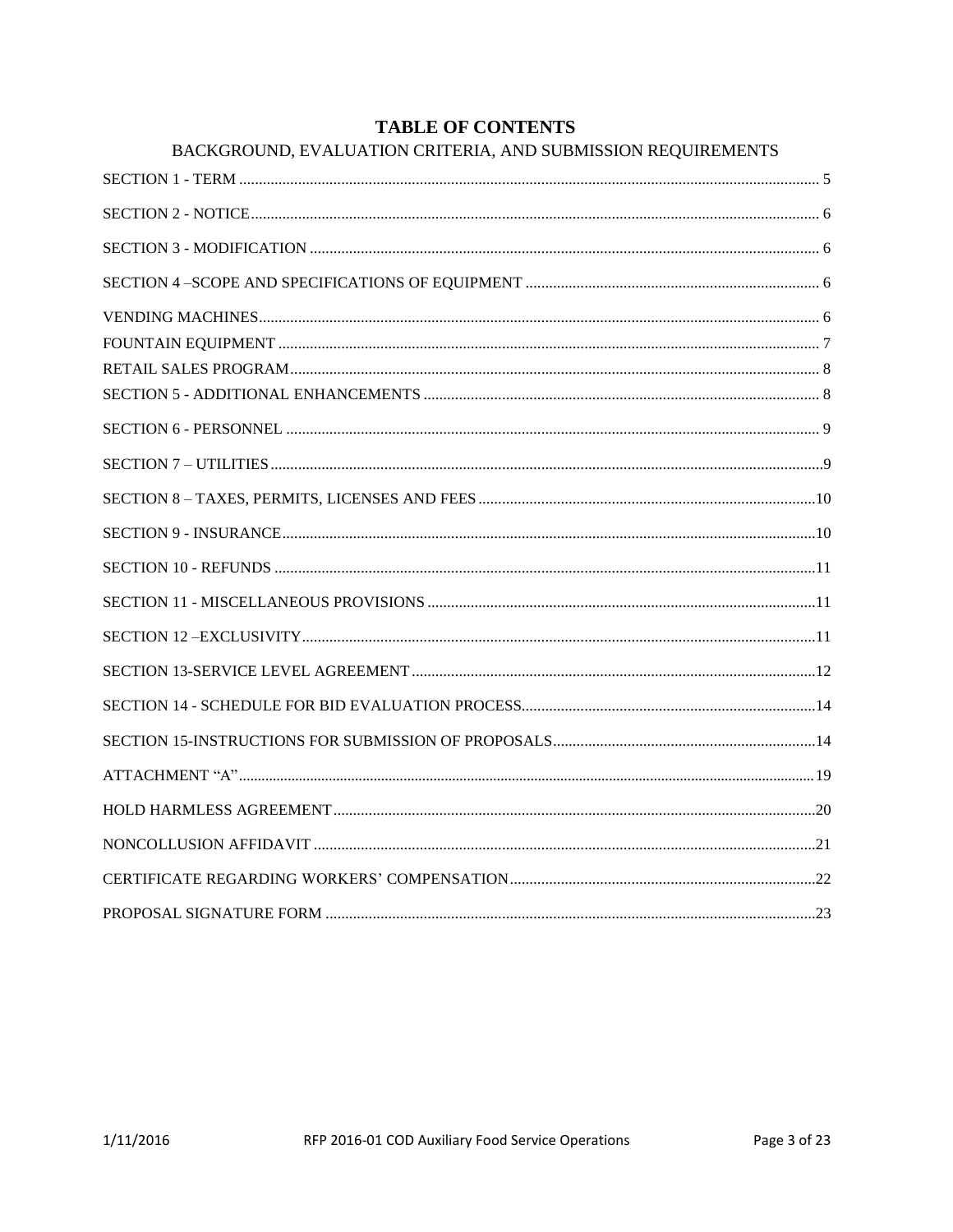# TABLE OF CONTENTS

## BACKGROUND, EVALUATION CRITERIA, AND SUBMISSION REQUIREMENTS

SECTION 1 - TERM .......... 5

SECTION 2 - NOTICE .......... 6

SECTION 3 - MODIFICATION .......... 6

SECTION 4 –SCOPE AND SPECIFICATIONS OF EQUIPMENT .......... 6

VENDING MACHINES .......... 6

FOUNTAIN EQUIPMENT .......... 7

RETAIL SALES PROGRAM .......... 8

SECTION 5 - ADDITIONAL ENHANCEMENTS .......... 8

SECTION 6 - PERSONNEL .......... 9

SECTION 7 – UTILITIES .......... 9

SECTION 8 – TAXES, PERMITS, LICENSES AND FEES .......... 10

SECTION 9 - INSURANCE .......... 10

SECTION 10 - REFUNDS .......... 11

SECTION 11 - MISCELLANEOUS PROVISIONS .......... 11

SECTION 12 –EXCLUSIVITY .......... 11

SECTION 13-SERVICE LEVEL AGREEMENT .......... 12

SECTION 14 - SCHEDULE FOR BID EVALUATION PROCESS .......... 14

SECTION 15-INSTRUCTIONS FOR SUBMISSION OF PROPOSALS .......... 14

ATTACHMENT "A" .......... 19

HOLD HARMLESS AGREEMENT .......... 20

NONCOLLUSION AFFIDAVIT .......... 21

CERTIFICATE REGARDING WORKERS' COMPENSATION .......... 22

PROPOSAL SIGNATURE FORM .......... 23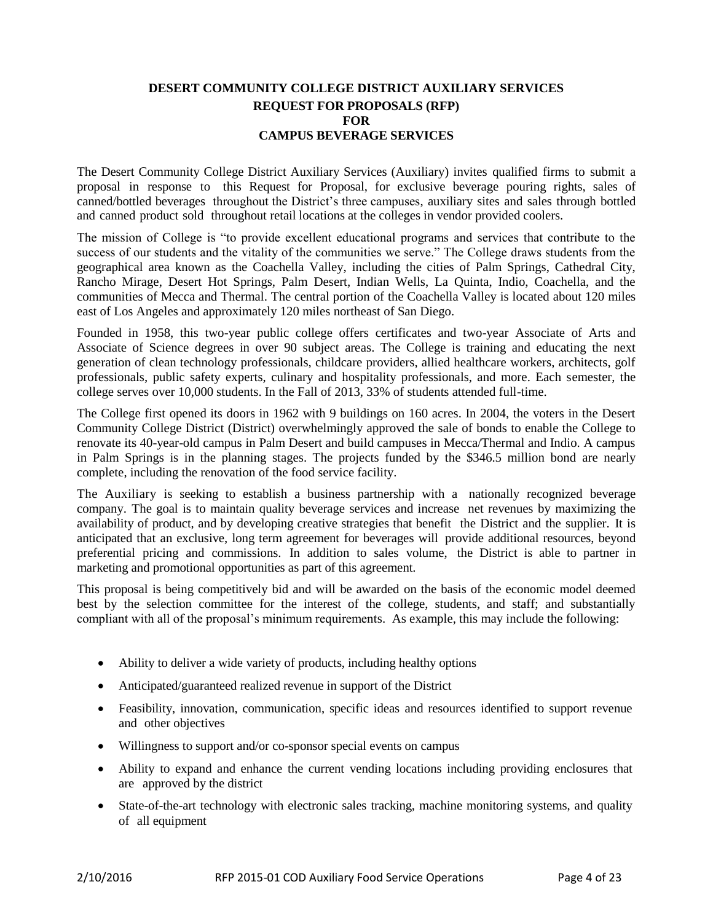# DESERT COMMUNITY COLLEGE DISTRICT AUXILIARY SERVICES
## REQUEST FOR PROPOSALS (RFP)
## FOR
## CAMPUS BEVERAGE SERVICES

The Desert Community College District Auxiliary Services (Auxiliary) invites qualified firms to submit a proposal in response to this Request for Proposal, for exclusive beverage pouring rights, sales of canned/bottled beverages throughout the District's three campuses, auxiliary sites and sales through bottled and canned product sold throughout retail locations at the colleges in vendor provided coolers.

The mission of College is "to provide excellent educational programs and services that contribute to the success of our students and the vitality of the communities we serve." The College draws students from the geographical area known as the Coachella Valley, including the cities of Palm Springs, Cathedral City, Rancho Mirage, Desert Hot Springs, Palm Desert, Indian Wells, La Quinta, Indio, Coachella, and the communities of Mecca and Thermal. The central portion of the Coachella Valley is located about 120 miles east of Los Angeles and approximately 120 miles northeast of San Diego.

Founded in 1958, this two-year public college offers certificates and two-year Associate of Arts and Associate of Science degrees in over 90 subject areas. The College is training and educating the next generation of clean technology professionals, childcare providers, allied healthcare workers, architects, golf professionals, public safety experts, culinary and hospitality professionals, and more. Each semester, the college serves over 10,000 students. In the Fall of 2013, 33% of students attended full-time.

The College first opened its doors in 1962 with 9 buildings on 160 acres. In 2004, the voters in the Desert Community College District (District) overwhelmingly approved the sale of bonds to enable the College to renovate its 40-year-old campus in Palm Desert and build campuses in Mecca/Thermal and Indio. A campus in Palm Springs is in the planning stages. The projects funded by the $346.5 million bond are nearly complete, including the renovation of the food service facility.

The Auxiliary is seeking to establish a business partnership with a nationally recognized beverage company. The goal is to maintain quality beverage services and increase net revenues by maximizing the availability of product, and by developing creative strategies that benefit the District and the supplier. It is anticipated that an exclusive, long term agreement for beverages will provide additional resources, beyond preferential pricing and commissions. In addition to sales volume, the District is able to partner in marketing and promotional opportunities as part of this agreement.

This proposal is being competitively bid and will be awarded on the basis of the economic model deemed best by the selection committee for the interest of the college, students, and staff; and substantially compliant with all of the proposal's minimum requirements. As example, this may include the following:

- Ability to deliver a wide variety of products, including healthy options
- Anticipated/guaranteed realized revenue in support of the District
- Feasibility, innovation, communication, specific ideas and resources identified to support revenue and other objectives
- Willingness to support and/or co-sponsor special events on campus
- Ability to expand and enhance the current vending locations including providing enclosures that are approved by the district
- State-of-the-art technology with electronic sales tracking, machine monitoring systems, and quality of all equipment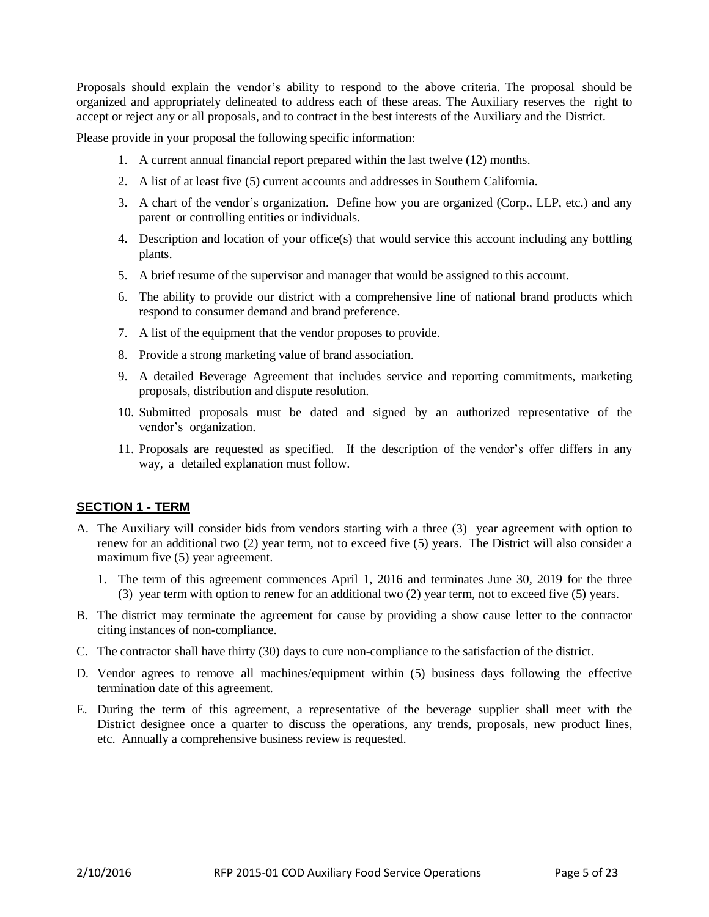Proposals should explain the vendor's ability to respond to the above criteria. The proposal should be organized and appropriately delineated to address each of these areas. The Auxiliary reserves the right to accept or reject any or all proposals, and to contract in the best interests of the Auxiliary and the District.

Please provide in your proposal the following specific information:

1. A current annual financial report prepared within the last twelve (12) months.
2. A list of at least five (5) current accounts and addresses in Southern California.
3. A chart of the vendor's organization. Define how you are organized (Corp., LLP, etc.) and any parent or controlling entities or individuals.
4. Description and location of your office(s) that would service this account including any bottling plants.
5. A brief resume of the supervisor and manager that would be assigned to this account.
6. The ability to provide our district with a comprehensive line of national brand products which respond to consumer demand and brand preference.
7. A list of the equipment that the vendor proposes to provide.
8. Provide a strong marketing value of brand association.
9. A detailed Beverage Agreement that includes service and reporting commitments, marketing proposals, distribution and dispute resolution.
10. Submitted proposals must be dated and signed by an authorized representative of the vendor's organization.
11. Proposals are requested as specified. If the description of the vendor's offer differs in any way, a detailed explanation must follow.

## SECTION 1 - TERM

A. The Auxiliary will consider bids from vendors starting with a three (3) year agreement with option to renew for an additional two (2) year term, not to exceed five (5) years. The District will also consider a maximum five (5) year agreement.

   1. The term of this agreement commences April 1, 2016 and terminates June 30, 2019 for the three (3) year term with option to renew for an additional two (2) year term, not to exceed five (5) years.

B. The district may terminate the agreement for cause by providing a show cause letter to the contractor citing instances of non-compliance.

C. The contractor shall have thirty (30) days to cure non-compliance to the satisfaction of the district.

D. Vendor agrees to remove all machines/equipment within (5) business days following the effective termination date of this agreement.

E. During the term of this agreement, a representative of the beverage supplier shall meet with the District designee once a quarter to discuss the operations, any trends, proposals, new product lines, etc. Annually a comprehensive business review is requested.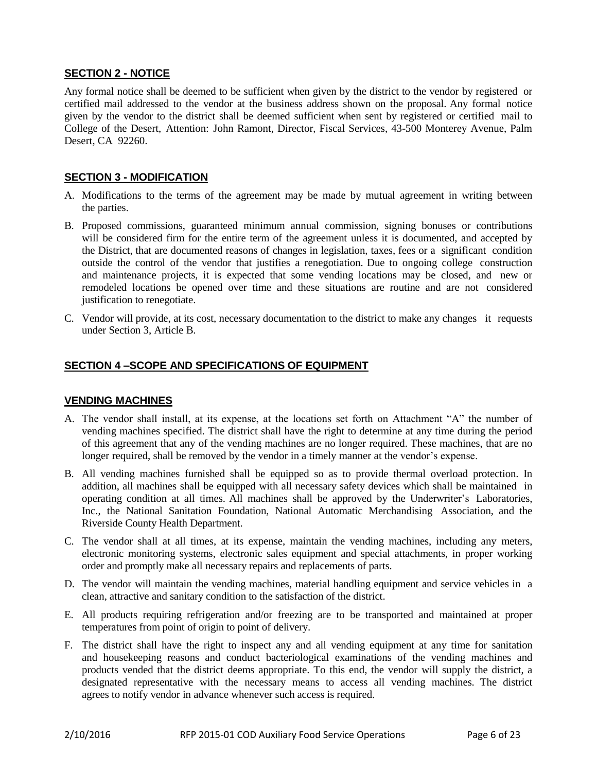## SECTION 2 - NOTICE

Any formal notice shall be deemed to be sufficient when given by the district to the vendor by registered or certified mail addressed to the vendor at the business address shown on the proposal. Any formal notice given by the vendor to the district shall be deemed sufficient when sent by registered or certified mail to College of the Desert, Attention: John Ramont, Director, Fiscal Services, 43-500 Monterey Avenue, Palm Desert, CA 92260.

## SECTION 3 - MODIFICATION

A. Modifications to the terms of the agreement may be made by mutual agreement in writing between the parties.

B. Proposed commissions, guaranteed minimum annual commission, signing bonuses or contributions will be considered firm for the entire term of the agreement unless it is documented, and accepted by the District, that are documented reasons of changes in legislation, taxes, fees or a significant condition outside the control of the vendor that justifies a renegotiation. Due to ongoing college construction and maintenance projects, it is expected that some vending locations may be closed, and new or remodeled locations be opened over time and these situations are routine and are not considered justification to renegotiate.

C. Vendor will provide, at its cost, necessary documentation to the district to make any changes it requests under Section 3, Article B.

## SECTION 4 –SCOPE AND SPECIFICATIONS OF EQUIPMENT

### VENDING MACHINES

A. The vendor shall install, at its expense, at the locations set forth on Attachment "A" the number of vending machines specified. The district shall have the right to determine at any time during the period of this agreement that any of the vending machines are no longer required. These machines, that are no longer required, shall be removed by the vendor in a timely manner at the vendor's expense.

B. All vending machines furnished shall be equipped so as to provide thermal overload protection. In addition, all machines shall be equipped with all necessary safety devices which shall be maintained in operating condition at all times. All machines shall be approved by the Underwriter's Laboratories, Inc., the National Sanitation Foundation, National Automatic Merchandising Association, and the Riverside County Health Department.

C. The vendor shall at all times, at its expense, maintain the vending machines, including any meters, electronic monitoring systems, electronic sales equipment and special attachments, in proper working order and promptly make all necessary repairs and replacements of parts.

D. The vendor will maintain the vending machines, material handling equipment and service vehicles in a clean, attractive and sanitary condition to the satisfaction of the district.

E. All products requiring refrigeration and/or freezing are to be transported and maintained at proper temperatures from point of origin to point of delivery.

F. The district shall have the right to inspect any and all vending equipment at any time for sanitation and housekeeping reasons and conduct bacteriological examinations of the vending machines and products vended that the district deems appropriate. To this end, the vendor will supply the district, a designated representative with the necessary means to access all vending machines. The district agrees to notify vendor in advance whenever such access is required.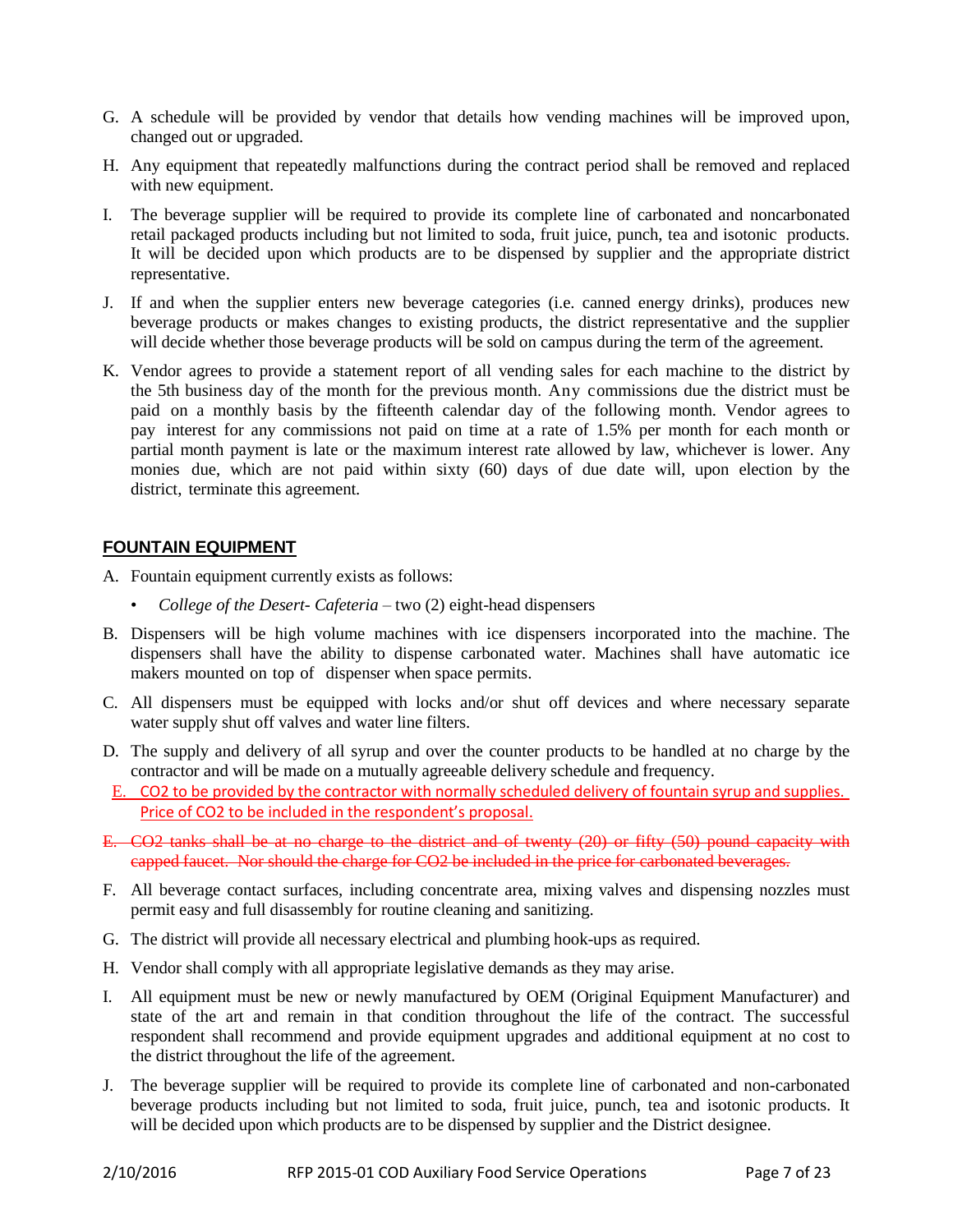G. A schedule will be provided by vendor that details how vending machines will be improved upon, changed out or upgraded.

H. Any equipment that repeatedly malfunctions during the contract period shall be removed and replaced with new equipment.

I. The beverage supplier will be required to provide its complete line of carbonated and noncarbonated retail packaged products including but not limited to soda, fruit juice, punch, tea and isotonic products. It will be decided upon which products are to be dispensed by supplier and the appropriate district representative.

J. If and when the supplier enters new beverage categories (i.e. canned energy drinks), produces new beverage products or makes changes to existing products, the district representative and the supplier will decide whether those beverage products will be sold on campus during the term of the agreement.

K. Vendor agrees to provide a statement report of all vending sales for each machine to the district by the 5th business day of the month for the previous month. Any commissions due the district must be paid on a monthly basis by the fifteenth calendar day of the following month. Vendor agrees to pay interest for any commissions not paid on time at a rate of 1.5% per month for each month or partial month payment is late or the maximum interest rate allowed by law, whichever is lower. Any monies due, which are not paid within sixty (60) days of due date will, upon election by the district, terminate this agreement.

## FOUNTAIN EQUIPMENT

A. Fountain equipment currently exists as follows:
   - *College of the Desert- Cafeteria* – two (2) eight-head dispensers

B. Dispensers will be high volume machines with ice dispensers incorporated into the machine. The dispensers shall have the ability to dispense carbonated water. Machines shall have automatic ice makers mounted on top of dispenser when space permits.

C. All dispensers must be equipped with locks and/or shut off devices and where necessary separate water supply shut off valves and water line filters.

D. The supply and delivery of all syrup and over the counter products to be handled at no charge by the contractor and will be made on a mutually agreeable delivery schedule and frequency.

E. CO2 to be provided by the contractor with normally scheduled delivery of fountain syrup and supplies. Price of CO2 to be included in the respondent's proposal.

~~E. CO2 tanks shall be at no charge to the district and of twenty (20) or fifty (50) pound capacity with capped faucet. Nor should the charge for CO2 be included in the price for carbonated beverages.~~

F. All beverage contact surfaces, including concentrate area, mixing valves and dispensing nozzles must permit easy and full disassembly for routine cleaning and sanitizing.

G. The district will provide all necessary electrical and plumbing hook-ups as required.

H. Vendor shall comply with all appropriate legislative demands as they may arise.

I. All equipment must be new or newly manufactured by OEM (Original Equipment Manufacturer) and state of the art and remain in that condition throughout the life of the contract. The successful respondent shall recommend and provide equipment upgrades and additional equipment at no cost to the district throughout the life of the agreement.

J. The beverage supplier will be required to provide its complete line of carbonated and non-carbonated beverage products including but not limited to soda, fruit juice, punch, tea and isotonic products. It will be decided upon which products are to be dispensed by supplier and the District designee.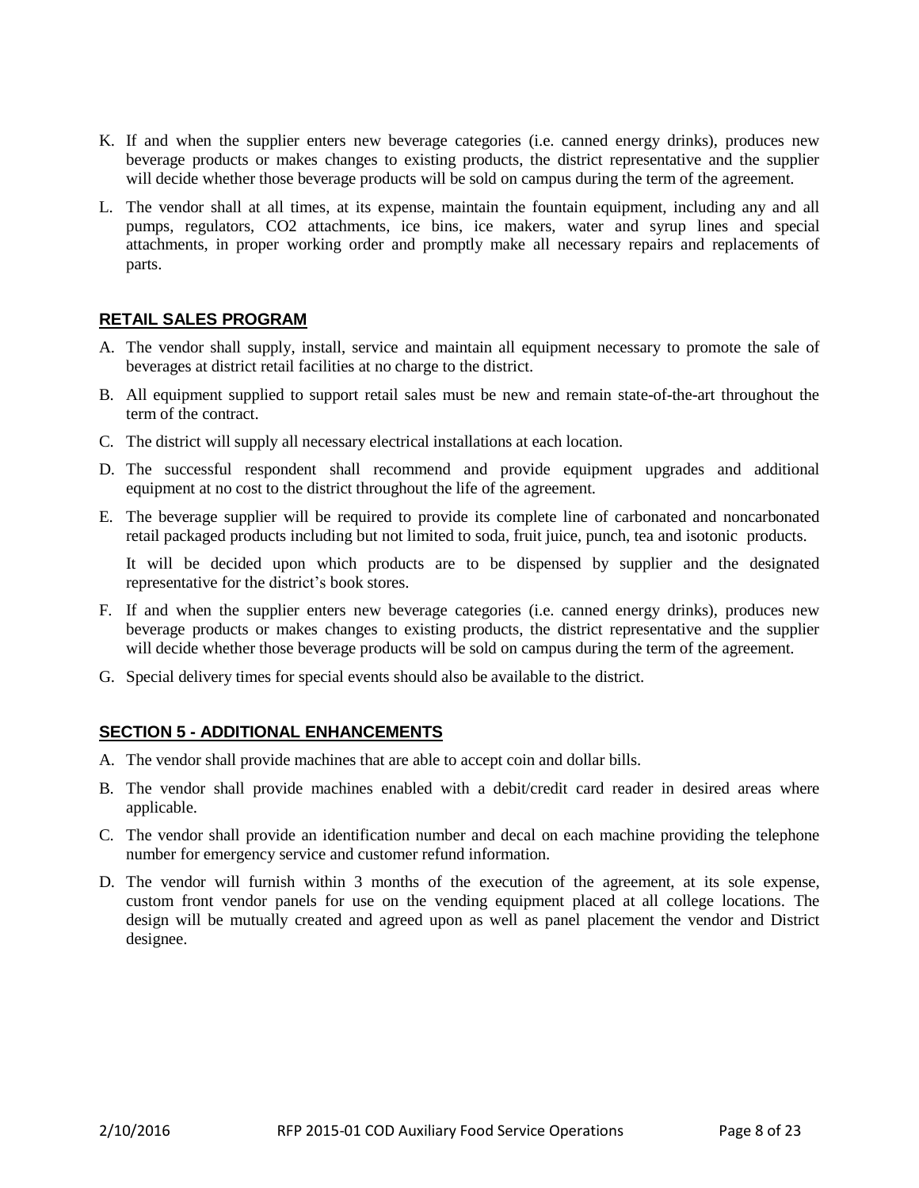K. If and when the supplier enters new beverage categories (i.e. canned energy drinks), produces new beverage products or makes changes to existing products, the district representative and the supplier will decide whether those beverage products will be sold on campus during the term of the agreement.

L. The vendor shall at all times, at its expense, maintain the fountain equipment, including any and all pumps, regulators, $CO_2$ attachments, ice bins, ice makers, water and syrup lines and special attachments, in proper working order and promptly make all necessary repairs and replacements of parts.

## RETAIL SALES PROGRAM

A. The vendor shall supply, install, service and maintain all equipment necessary to promote the sale of beverages at district retail facilities at no charge to the district.

B. All equipment supplied to support retail sales must be new and remain state-of-the-art throughout the term of the contract.

C. The district will supply all necessary electrical installations at each location.

D. The successful respondent shall recommend and provide equipment upgrades and additional equipment at no cost to the district throughout the life of the agreement.

E. The beverage supplier will be required to provide its complete line of carbonated and noncarbonated retail packaged products including but not limited to soda, fruit juice, punch, tea and isotonic products.

   It will be decided upon which products are to be dispensed by supplier and the designated representative for the district's book stores.

F. If and when the supplier enters new beverage categories (i.e. canned energy drinks), produces new beverage products or makes changes to existing products, the district representative and the supplier will decide whether those beverage products will be sold on campus during the term of the agreement.

G. Special delivery times for special events should also be available to the district.

## SECTION 5 - ADDITIONAL ENHANCEMENTS

A. The vendor shall provide machines that are able to accept coin and dollar bills.

B. The vendor shall provide machines enabled with a debit/credit card reader in desired areas where applicable.

C. The vendor shall provide an identification number and decal on each machine providing the telephone number for emergency service and customer refund information.

D. The vendor will furnish within 3 months of the execution of the agreement, at its sole expense, custom front vendor panels for use on the vending equipment placed at all college locations. The design will be mutually created and agreed upon as well as panel placement the vendor and District designee.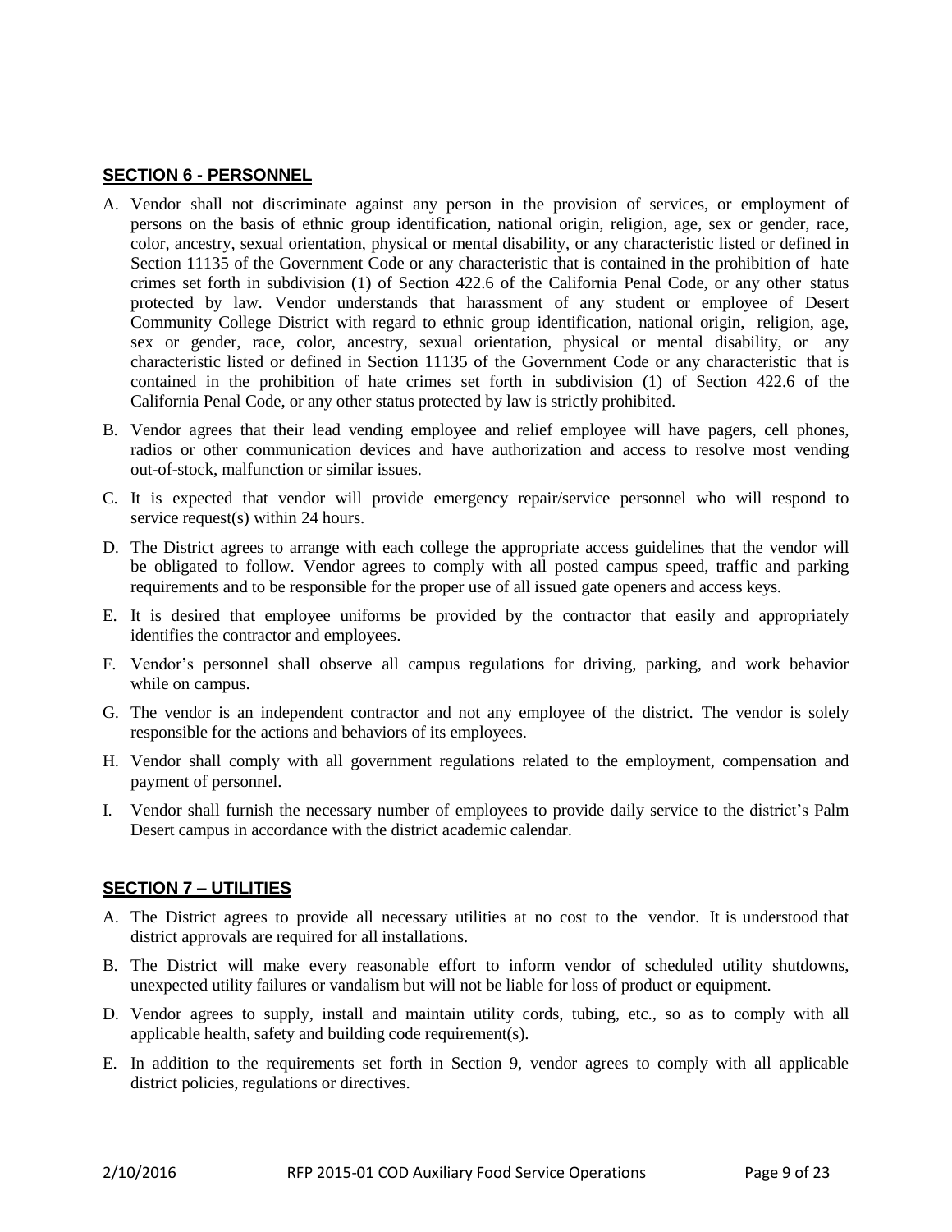## SECTION 6 - PERSONNEL

A. Vendor shall not discriminate against any person in the provision of services, or employment of persons on the basis of ethnic group identification, national origin, religion, age, sex or gender, race, color, ancestry, sexual orientation, physical or mental disability, or any characteristic listed or defined in Section 11135 of the Government Code or any characteristic that is contained in the prohibition of hate crimes set forth in subdivision (1) of Section 422.6 of the California Penal Code, or any other status protected by law. Vendor understands that harassment of any student or employee of Desert Community College District with regard to ethnic group identification, national origin, religion, age, sex or gender, race, color, ancestry, sexual orientation, physical or mental disability, or any characteristic listed or defined in Section 11135 of the Government Code or any characteristic that is contained in the prohibition of hate crimes set forth in subdivision (1) of Section 422.6 of the California Penal Code, or any other status protected by law is strictly prohibited.

B. Vendor agrees that their lead vending employee and relief employee will have pagers, cell phones, radios or other communication devices and have authorization and access to resolve most vending out-of-stock, malfunction or similar issues.

C. It is expected that vendor will provide emergency repair/service personnel who will respond to service request(s) within 24 hours.

D. The District agrees to arrange with each college the appropriate access guidelines that the vendor will be obligated to follow. Vendor agrees to comply with all posted campus speed, traffic and parking requirements and to be responsible for the proper use of all issued gate openers and access keys.

E. It is desired that employee uniforms be provided by the contractor that easily and appropriately identifies the contractor and employees.

F. Vendor's personnel shall observe all campus regulations for driving, parking, and work behavior while on campus.

G. The vendor is an independent contractor and not any employee of the district. The vendor is solely responsible for the actions and behaviors of its employees.

H. Vendor shall comply with all government regulations related to the employment, compensation and payment of personnel.

I. Vendor shall furnish the necessary number of employees to provide daily service to the district's Palm Desert campus in accordance with the district academic calendar.

## SECTION 7 – UTILITIES

A. The District agrees to provide all necessary utilities at no cost to the vendor. It is understood that district approvals are required for all installations.

B. The District will make every reasonable effort to inform vendor of scheduled utility shutdowns, unexpected utility failures or vandalism but will not be liable for loss of product or equipment.

D. Vendor agrees to supply, install and maintain utility cords, tubing, etc., so as to comply with all applicable health, safety and building code requirement(s).

E. In addition to the requirements set forth in Section 9, vendor agrees to comply with all applicable district policies, regulations or directives.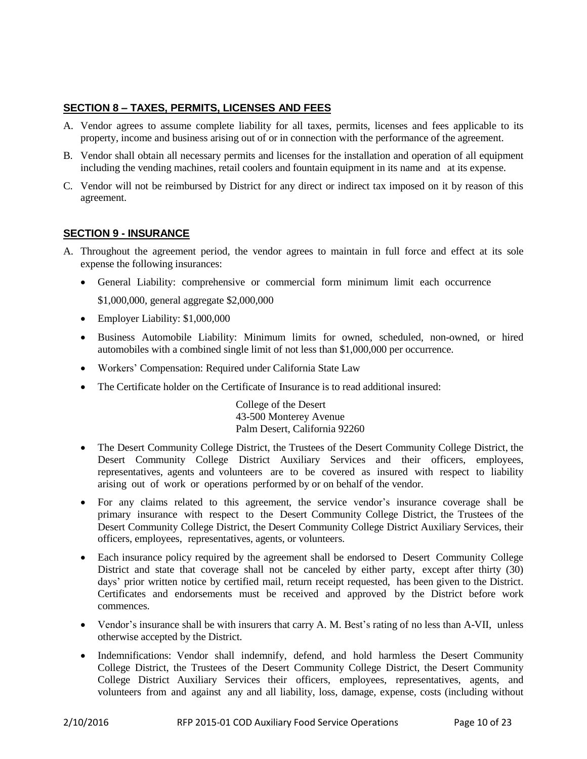## SECTION 8 – TAXES, PERMITS, LICENSES AND FEES

A. Vendor agrees to assume complete liability for all taxes, permits, licenses and fees applicable to its property, income and business arising out of or in connection with the performance of the agreement.

B. Vendor shall obtain all necessary permits and licenses for the installation and operation of all equipment including the vending machines, retail coolers and fountain equipment in its name and at its expense.

C. Vendor will not be reimbursed by District for any direct or indirect tax imposed on it by reason of this agreement.

## SECTION 9 - INSURANCE

A. Throughout the agreement period, the vendor agrees to maintain in full force and effect at its sole expense the following insurances:

- General Liability: comprehensive or commercial form minimum limit each occurrence $1,000,000, general aggregate $2,000,000
- Employer Liability: $1,000,000
- Business Automobile Liability: Minimum limits for owned, scheduled, non-owned, or hired automobiles with a combined single limit of not less than $1,000,000 per occurrence.
- Workers' Compensation: Required under California State Law
- The Certificate holder on the Certificate of Insurance is to read additional insured:

  College of the Desert
  43-500 Monterey Avenue
  Palm Desert, California 92260

- The Desert Community College District, the Trustees of the Desert Community College District, the Desert Community College District Auxiliary Services and their officers, employees, representatives, agents and volunteers are to be covered as insured with respect to liability arising out of work or operations performed by or on behalf of the vendor.
- For any claims related to this agreement, the service vendor's insurance coverage shall be primary insurance with respect to the Desert Community College District, the Trustees of the Desert Community College District, the Desert Community College District Auxiliary Services, their officers, employees, representatives, agents, or volunteers.
- Each insurance policy required by the agreement shall be endorsed to Desert Community College District and state that coverage shall not be canceled by either party, except after thirty (30) days' prior written notice by certified mail, return receipt requested, has been given to the District. Certificates and endorsements must be received and approved by the District before work commences.
- Vendor's insurance shall be with insurers that carry A. M. Best's rating of no less than A-VII, unless otherwise accepted by the District.
- Indemnifications: Vendor shall indemnify, defend, and hold harmless the Desert Community College District, the Trustees of the Desert Community College District, the Desert Community College District Auxiliary Services their officers, employees, representatives, agents, and volunteers from and against any and all liability, loss, damage, expense, costs (including without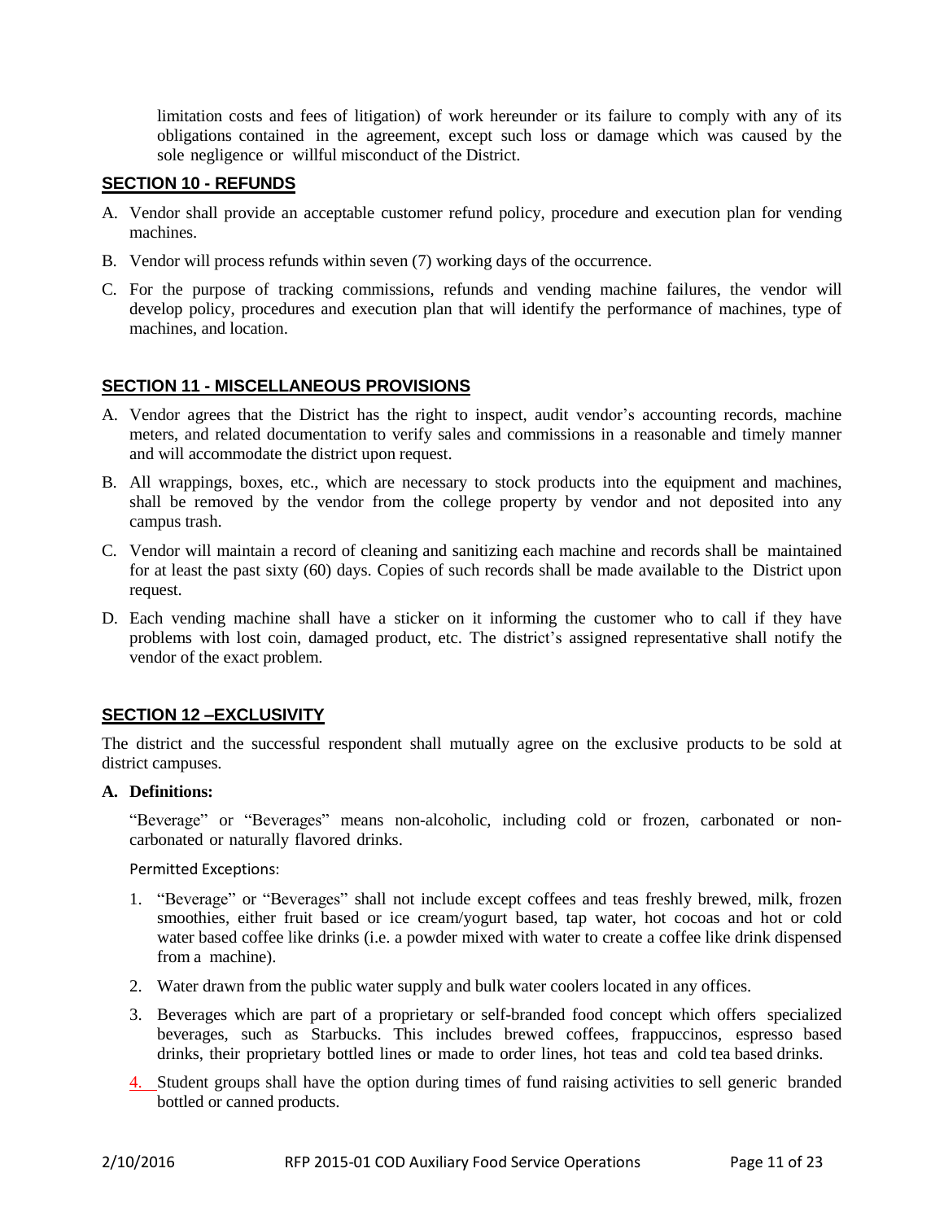limitation costs and fees of litigation) of work hereunder or its failure to comply with any of its obligations contained in the agreement, except such loss or damage which was caused by the sole negligence or willful misconduct of the District.

## SECTION 10 - REFUNDS

A. Vendor shall provide an acceptable customer refund policy, procedure and execution plan for vending machines.

B. Vendor will process refunds within seven (7) working days of the occurrence.

C. For the purpose of tracking commissions, refunds and vending machine failures, the vendor will develop policy, procedures and execution plan that will identify the performance of machines, type of machines, and location.

## SECTION 11 - MISCELLANEOUS PROVISIONS

A. Vendor agrees that the District has the right to inspect, audit vendor's accounting records, machine meters, and related documentation to verify sales and commissions in a reasonable and timely manner and will accommodate the district upon request.

B. All wrappings, boxes, etc., which are necessary to stock products into the equipment and machines, shall be removed by the vendor from the college property by vendor and not deposited into any campus trash.

C. Vendor will maintain a record of cleaning and sanitizing each machine and records shall be maintained for at least the past sixty (60) days. Copies of such records shall be made available to the District upon request.

D. Each vending machine shall have a sticker on it informing the customer who to call if they have problems with lost coin, damaged product, etc. The district's assigned representative shall notify the vendor of the exact problem.

## SECTION 12 –EXCLUSIVITY

The district and the successful respondent shall mutually agree on the exclusive products to be sold at district campuses.

**A. Definitions:**

"Beverage" or "Beverages" means non-alcoholic, including cold or frozen, carbonated or non-carbonated or naturally flavored drinks.

Permitted Exceptions:

1. "Beverage" or "Beverages" shall not include except coffees and teas freshly brewed, milk, frozen smoothies, either fruit based or ice cream/yogurt based, tap water, hot cocoas and hot or cold water based coffee like drinks (i.e. a powder mixed with water to create a coffee like drink dispensed from a machine).
2. Water drawn from the public water supply and bulk water coolers located in any offices.
3. Beverages which are part of a proprietary or self-branded food concept which offers specialized beverages, such as Starbucks. This includes brewed coffees, frappuccinos, espresso based drinks, their proprietary bottled lines or made to order lines, hot teas and cold tea based drinks.
4. Student groups shall have the option during times of fund raising activities to sell generic branded bottled or canned products.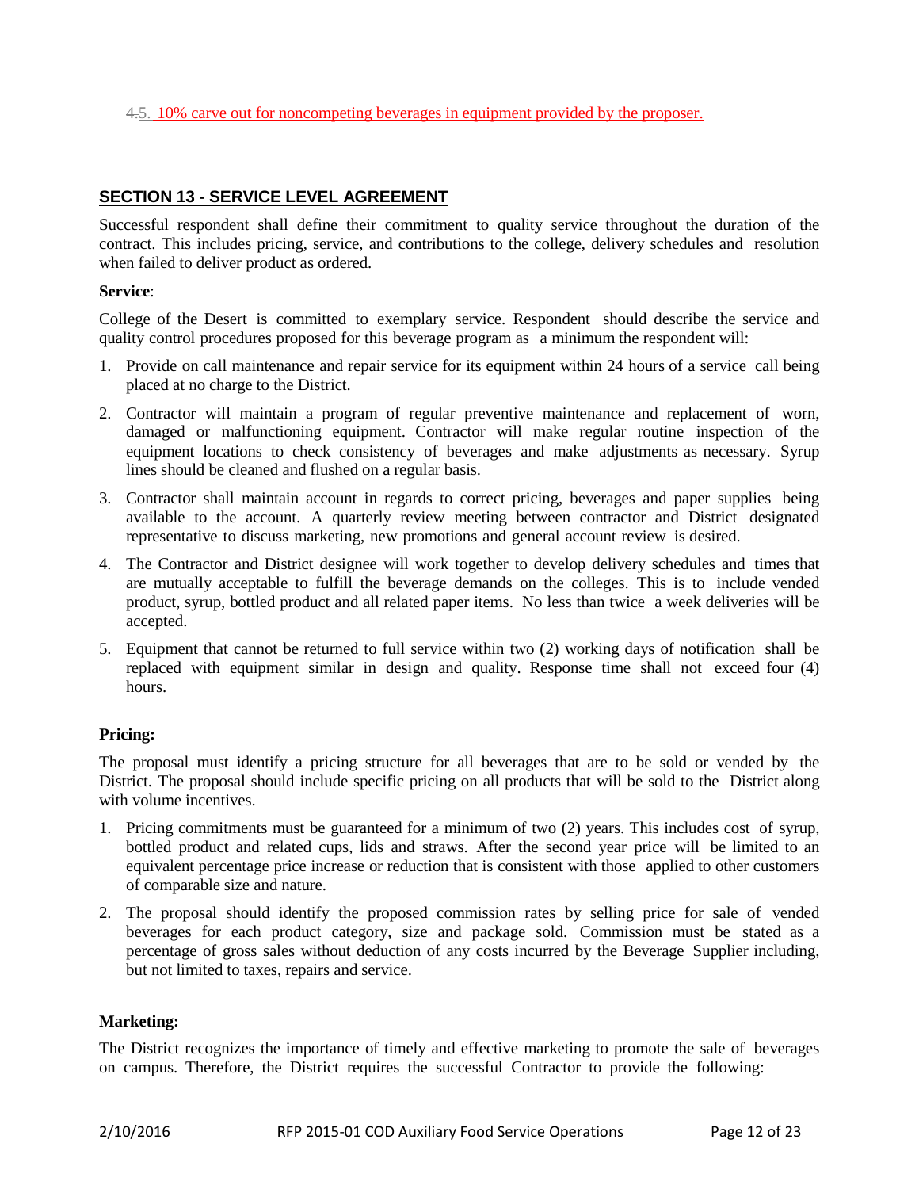~~4.~~5. 10% carve out for noncompeting beverages in equipment provided by the proposer.

## SECTION 13 - SERVICE LEVEL AGREEMENT

Successful respondent shall define their commitment to quality service throughout the duration of the contract. This includes pricing, service, and contributions to the college, delivery schedules and resolution when failed to deliver product as ordered.

**Service**:

College of the Desert is committed to exemplary service. Respondent should describe the service and quality control procedures proposed for this beverage program as a minimum the respondent will:

1. Provide on call maintenance and repair service for its equipment within 24 hours of a service call being placed at no charge to the District.
2. Contractor will maintain a program of regular preventive maintenance and replacement of worn, damaged or malfunctioning equipment. Contractor will make regular routine inspection of the equipment locations to check consistency of beverages and make adjustments as necessary. Syrup lines should be cleaned and flushed on a regular basis.
3. Contractor shall maintain account in regards to correct pricing, beverages and paper supplies being available to the account. A quarterly review meeting between contractor and District designated representative to discuss marketing, new promotions and general account review is desired.
4. The Contractor and District designee will work together to develop delivery schedules and times that are mutually acceptable to fulfill the beverage demands on the colleges. This is to include vended product, syrup, bottled product and all related paper items. No less than twice a week deliveries will be accepted.
5. Equipment that cannot be returned to full service within two (2) working days of notification shall be replaced with equipment similar in design and quality. Response time shall not exceed four (4) hours.

**Pricing:**

The proposal must identify a pricing structure for all beverages that are to be sold or vended by the District. The proposal should include specific pricing on all products that will be sold to the District along with volume incentives.

1. Pricing commitments must be guaranteed for a minimum of two (2) years. This includes cost of syrup, bottled product and related cups, lids and straws. After the second year price will be limited to an equivalent percentage price increase or reduction that is consistent with those applied to other customers of comparable size and nature.
2. The proposal should identify the proposed commission rates by selling price for sale of vended beverages for each product category, size and package sold. Commission must be stated as a percentage of gross sales without deduction of any costs incurred by the Beverage Supplier including, but not limited to taxes, repairs and service.

**Marketing:**

The District recognizes the importance of timely and effective marketing to promote the sale of beverages on campus. Therefore, the District requires the successful Contractor to provide the following: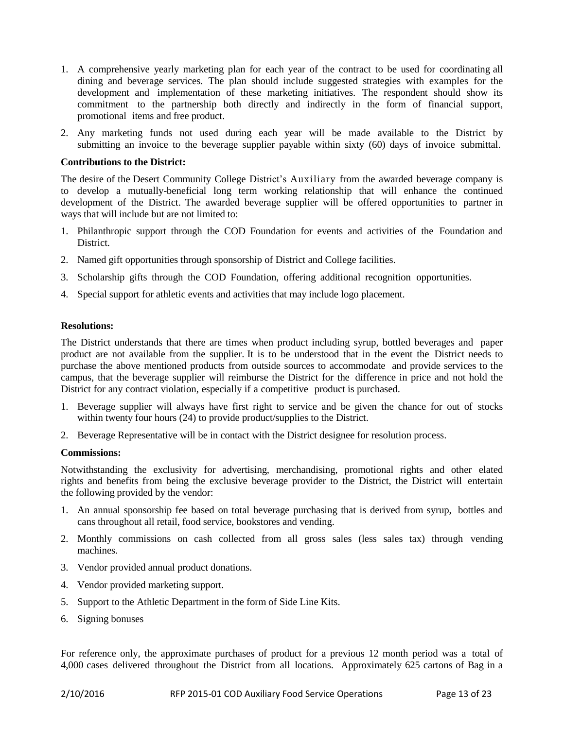1. A comprehensive yearly marketing plan for each year of the contract to be used for coordinating all dining and beverage services. The plan should include suggested strategies with examples for the development and implementation of these marketing initiatives. The respondent should show its commitment to the partnership both directly and indirectly in the form of financial support, promotional items and free product.
2. Any marketing funds not used during each year will be made available to the District by submitting an invoice to the beverage supplier payable within sixty (60) days of invoice submittal.

**Contributions to the District:**

The desire of the Desert Community College District's Auxiliary from the awarded beverage company is to develop a mutually-beneficial long term working relationship that will enhance the continued development of the District. The awarded beverage supplier will be offered opportunities to partner in ways that will include but are not limited to:

1. Philanthropic support through the COD Foundation for events and activities of the Foundation and District.
2. Named gift opportunities through sponsorship of District and College facilities.
3. Scholarship gifts through the COD Foundation, offering additional recognition opportunities.
4. Special support for athletic events and activities that may include logo placement.

**Resolutions:**

The District understands that there are times when product including syrup, bottled beverages and paper product are not available from the supplier. It is to be understood that in the event the District needs to purchase the above mentioned products from outside sources to accommodate and provide services to the campus, that the beverage supplier will reimburse the District for the difference in price and not hold the District for any contract violation, especially if a competitive product is purchased.

1. Beverage supplier will always have first right to service and be given the chance for out of stocks within twenty four hours (24) to provide product/supplies to the District.
2. Beverage Representative will be in contact with the District designee for resolution process.

**Commissions:**

Notwithstanding the exclusivity for advertising, merchandising, promotional rights and other elated rights and benefits from being the exclusive beverage provider to the District, the District will entertain the following provided by the vendor:

1. An annual sponsorship fee based on total beverage purchasing that is derived from syrup, bottles and cans throughout all retail, food service, bookstores and vending.
2. Monthly commissions on cash collected from all gross sales (less sales tax) through vending machines.
3. Vendor provided annual product donations.
4. Vendor provided marketing support.
5. Support to the Athletic Department in the form of Side Line Kits.
6. Signing bonuses

For reference only, the approximate purchases of product for a previous 12 month period was a total of 4,000 cases delivered throughout the District from all locations. Approximately 625 cartons of Bag in a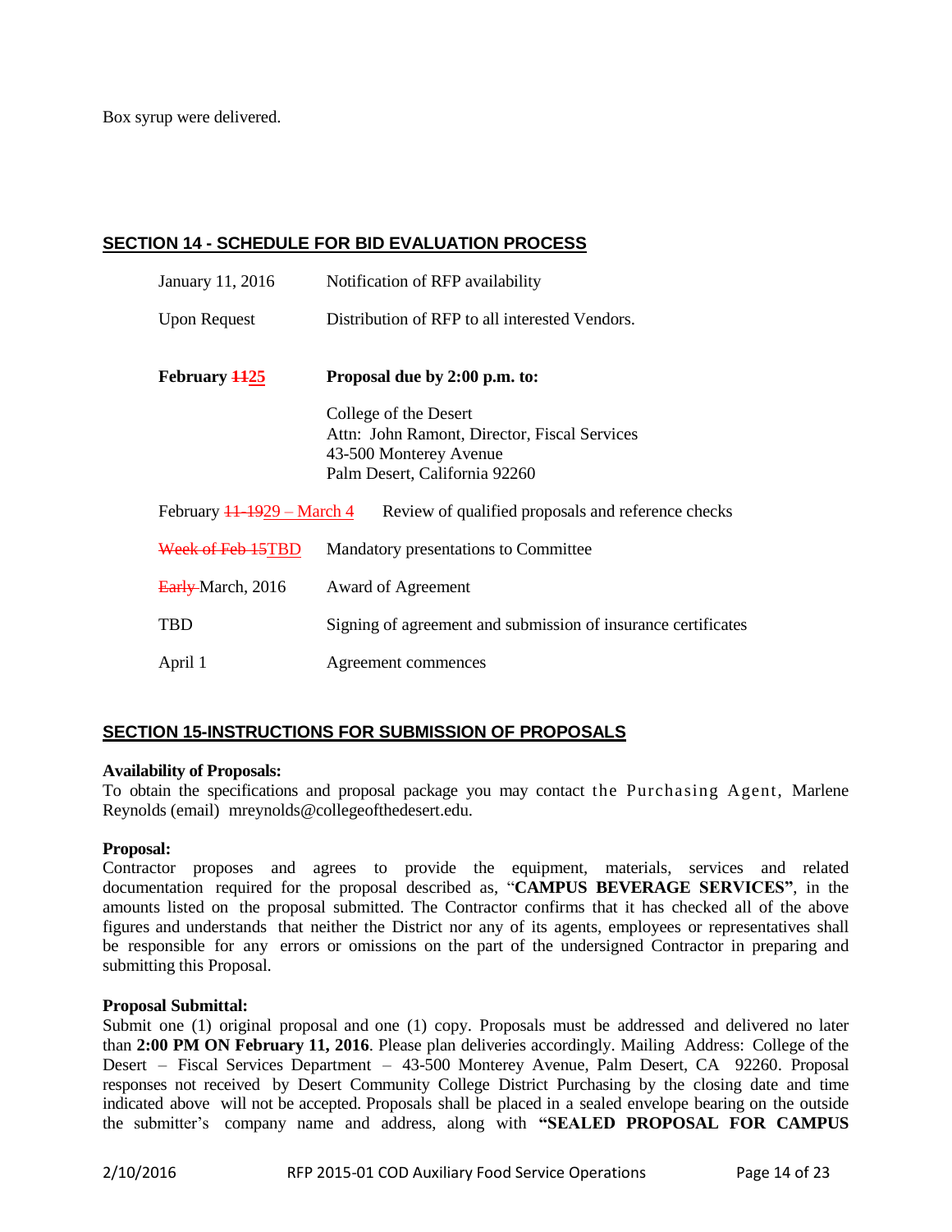Box syrup were delivered.

## SECTION 14 - SCHEDULE FOR BID EVALUATION PROCESS

| | |
|---|---|
| January 11, 2016 | Notification of RFP availability |
| Upon Request | Distribution of RFP to all interested Vendors. |
| **February ~~11~~25** | **Proposal due by 2:00 p.m. to:**<br>College of the Desert<br>Attn: John Ramont, Director, Fiscal Services<br>43-500 Monterey Avenue<br>Palm Desert, California 92260 |
| February ~~11-19~~29 – March 4 | Review of qualified proposals and reference checks |
| ~~Week of Feb 15~~TBD | Mandatory presentations to Committee |
| ~~Early~~ March, 2016 | Award of Agreement |
| TBD | Signing of agreement and submission of insurance certificates |
| April 1 | Agreement commences |

## SECTION 15-INSTRUCTIONS FOR SUBMISSION OF PROPOSALS

**Availability of Proposals:**
To obtain the specifications and proposal package you may contact the Purchasing Agent, Marlene Reynolds (email) mreynolds@collegeofthedesert.edu.

**Proposal:**
Contractor proposes and agrees to provide the equipment, materials, services and related documentation required for the proposal described as, "**CAMPUS BEVERAGE SERVICES"**, in the amounts listed on the proposal submitted. The Contractor confirms that it has checked all of the above figures and understands that neither the District nor any of its agents, employees or representatives shall be responsible for any errors or omissions on the part of the undersigned Contractor in preparing and submitting this Proposal.

**Proposal Submittal:**
Submit one (1) original proposal and one (1) copy. Proposals must be addressed and delivered no later than **2:00 PM ON February 11, 2016**. Please plan deliveries accordingly. Mailing Address: College of the Desert – Fiscal Services Department – 43-500 Monterey, Palm Desert, CA 92260. Proposal responses not received by Desert Community College District Purchasing by the closing date and time indicated above will not be accepted. Proposals shall be placed in a sealed envelope bearing on the outside the submitter's company name and address, along with **"SEALED PROPOSAL FOR CAMPUS**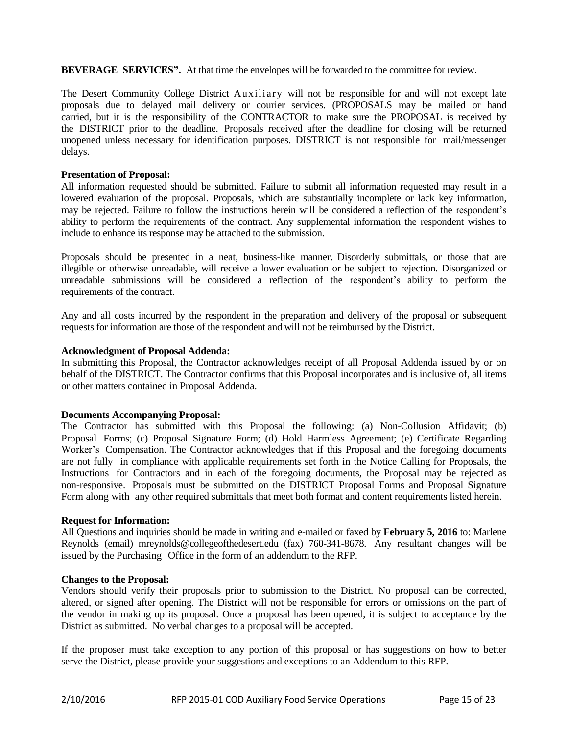**BEVERAGE SERVICES".** At that time the envelopes will be forwarded to the committee for review.

The Desert Community College District Auxiliary will not be responsible for and will not except late proposals due to delayed mail delivery or courier services. (PROPOSALS may be mailed or hand carried, but it is the responsibility of the CONTRACTOR to make sure the PROPOSAL is received by the DISTRICT prior to the deadline. Proposals received after the deadline for closing will be returned unopened unless necessary for identification purposes. DISTRICT is not responsible for mail/messenger delays.

**Presentation of Proposal:**
All information requested should be submitted. Failure to submit all information requested may result in a lowered evaluation of the proposal. Proposals, which are substantially incomplete or lack key information, may be rejected. Failure to follow the instructions herein will be considered a reflection of the respondent's ability to perform the requirements of the contract. Any supplemental information the respondent wishes to include to enhance its response may be attached to the submission.

Proposals should be presented in a neat, business-like manner. Disorderly submittals, or those that are illegible or otherwise unreadable, will receive a lower evaluation or be subject to rejection. Disorganized or unreadable submissions will be considered a reflection of the respondent's ability to perform the requirements of the contract.

Any and all costs incurred by the respondent in the preparation and delivery of the proposal or subsequent requests for information are those of the respondent and will not be reimbursed by the District.

**Acknowledgment of Proposal Addenda:**
In submitting this Proposal, the Contractor acknowledges receipt of all Proposal Addenda issued by or on behalf of the DISTRICT. The Contractor confirms that this Proposal incorporates and is inclusive of, all items or other matters contained in Proposal Addenda.

**Documents Accompanying Proposal:**
The Contractor has submitted with this Proposal the following: (a) Non-Collusion Affidavit; (b) Proposal Forms; (c) Proposal Signature Form; (d) Hold Harmless Agreement; (e) Certificate Regarding Worker's Compensation. The Contractor acknowledges that if this Proposal and the foregoing documents are not fully in compliance with applicable requirements set forth in the Notice Calling for Proposals, the Instructions for Contractors and in each of the foregoing documents, the Proposal may be rejected as non-responsive. Proposals must be submitted on the DISTRICT Proposal Forms and Proposal Signature Form along with any other required submittals that meet both format and content requirements listed herein.

**Request for Information:**
All Questions and inquiries should be made in writing and e-mailed or faxed by **February 5, 2016** to: Marlene Reynolds (email) mreynolds@collegeofthedesert.edu (fax) 760-341-8678. Any resultant changes will be issued by the Purchasing Office in the form of an addendum to the RFP.

**Changes to the Proposal:**
Vendors should verify their proposals prior to submission to the District. No proposal can be corrected, altered, or signed after opening. The District will not be responsible for errors or omissions on the part of the vendor in making up its proposal. Once a proposal has been opened, it is subject to acceptance by the District as submitted. No verbal changes to a proposal will be accepted.

If the proposer must take exception to any portion of this proposal or has suggestions on how to better serve the District, please provide your suggestions and exceptions to an Addendum to this RFP.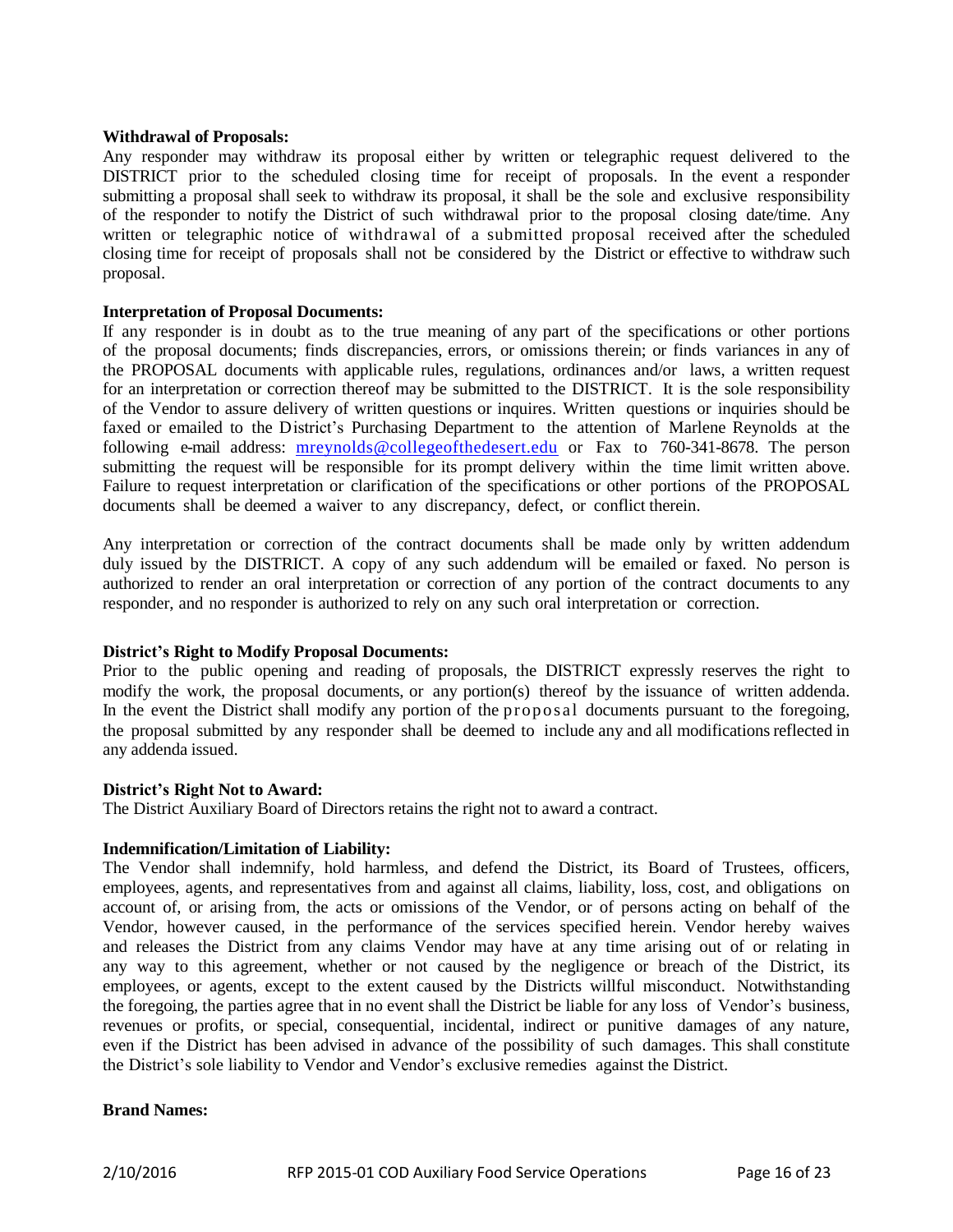**Withdrawal of Proposals:**
Any responder may withdraw its proposal either by written or telegraphic request delivered to the DISTRICT prior to the scheduled closing time for receipt of proposals. In the event a responder submitting a proposal shall seek to withdraw its proposal, it shall be the sole and exclusive responsibility of the responder to notify the District of such withdrawal prior to the proposal closing date/time. Any written or telegraphic notice of withdrawal of a submitted proposal received after the scheduled closing time for receipt of proposals shall not be considered by the District or effective to withdraw such proposal.

**Interpretation of Proposal Documents:**
If any responder is in doubt as to the true meaning of any part of the specifications or other portions of the proposal documents; finds discrepancies, errors, or omissions therein; or finds variances in any of the PROPOSAL documents with applicable rules, regulations, ordinances and/or laws, a written request for an interpretation or correction thereof may be submitted to the DISTRICT. It is the sole responsibility of the Vendor to assure delivery of written questions or inquires. Written questions or inquiries should be faxed or emailed to the District's Purchasing Department to the attention of Marlene Reynolds at the following e-mail address: mreynolds@collegeofthedesert.edu or Fax to 760-341-8678. The person submitting the request will be responsible for its prompt delivery within the time limit written above. Failure to request interpretation or clarification of the specifications or other portions of the PROPOSAL documents shall be deemed a waiver to any discrepancy, defect, or conflict therein.

Any interpretation or correction of the contract documents shall be made only by written addendum duly issued by the DISTRICT. A copy of any such addendum will be emailed or faxed. No person is authorized to render an oral interpretation or correction of any portion of the contract documents to any responder, and no responder is authorized to rely on any such oral interpretation or correction.

**District's Right to Modify Proposal Documents:**
Prior to the public opening and reading of proposals, the DISTRICT expressly reserves the right to modify the work, the proposal documents, or any portion(s) thereof by the issuance of written addenda. In the event the District shall modify any portion of the proposal documents pursuant to the foregoing, the proposal submitted by any responder shall be deemed to include any and all modifications reflected in any addenda issued.

**District's Right Not to Award:**
The District Auxiliary Board of Directors retains the right not to award a contract.

**Indemnification/Limitation of Liability:**
The Vendor shall indemnify, hold harmless, and defend the District, its Board of Trustees, officers, employees, agents, and representatives from and against all claims, liability, loss, cost, and obligations on account of, or arising from, the acts or omissions of the Vendor, or of persons acting on behalf of the Vendor, however caused, in the performance of the services specified herein. Vendor hereby waives and releases the District from any claims Vendor may have at any time arising out of or relating in any way to this agreement, whether or not caused by the negligence or breach of the District, its employees, or agents, except to the extent caused by the Districts willful misconduct. Notwithstanding the foregoing, the parties agree that in no event shall the District be liable for any loss of Vendor's business, revenues or profits, or special, consequential, incidental, indirect or punitive damages of any nature, even if the District has been advised in advance of the possibility of such damages. This shall constitute the District's sole liability to Vendor and Vendor's exclusive remedies against the District.

**Brand Names:**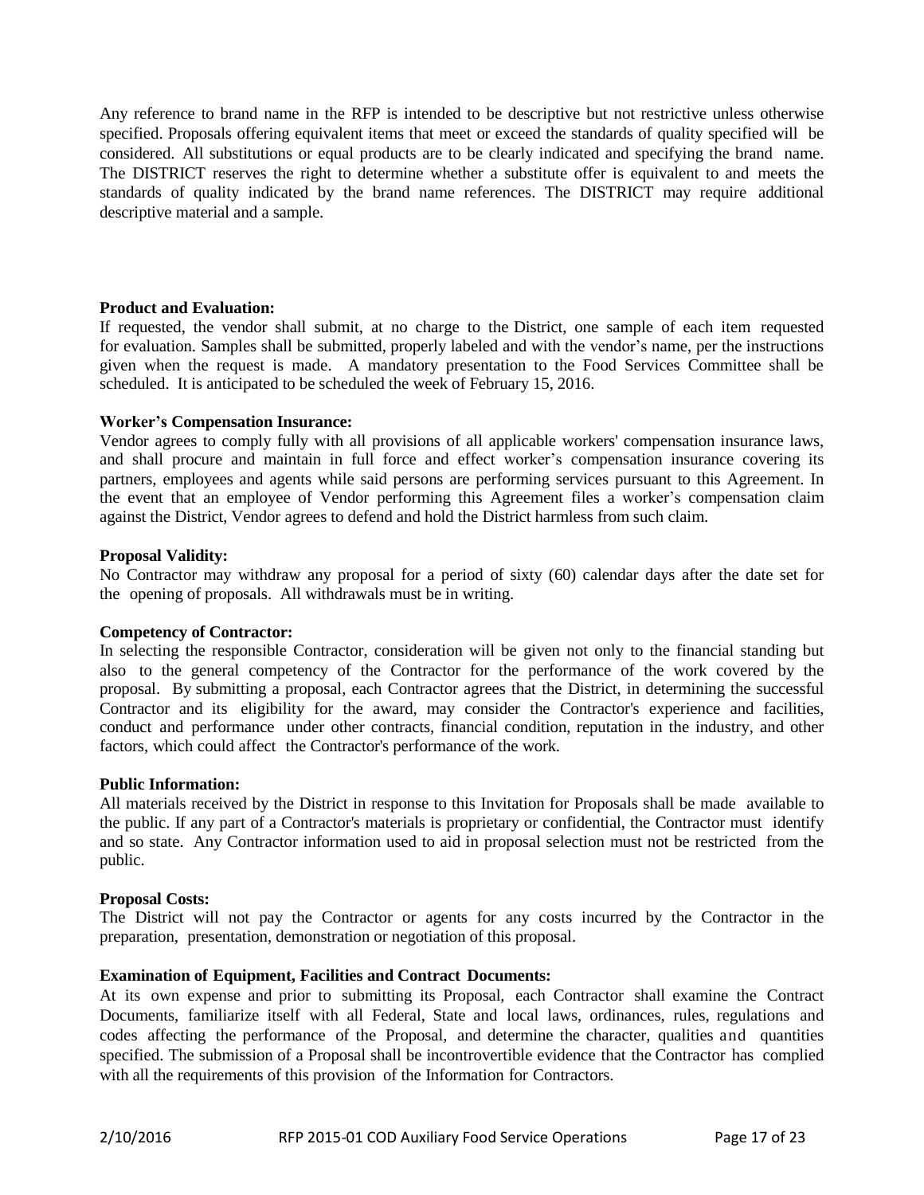Any reference to brand name in the RFP is intended to be descriptive but not restrictive unless otherwise specified. Proposals offering equivalent items that meet or exceed the standards of quality specified will be considered. All substitutions or equal products are to be clearly indicated and specifying the brand name. The DISTRICT reserves the right to determine whether a substitute offer is equivalent to and meets the standards of quality indicated by the brand name references. The DISTRICT may require additional descriptive material and a sample.

**Product and Evaluation:**
If requested, the vendor shall submit, at no charge to the District, one sample of each item requested for evaluation. Samples shall be submitted, properly labeled and with the vendor's name, per the instructions given when the request is made. A mandatory presentation to the Food Services Committee shall be scheduled. It is anticipated to be scheduled the week of February 15, 2016.

**Worker's Compensation Insurance:**
Vendor agrees to comply fully with all provisions of all applicable workers' compensation insurance laws, and shall procure and maintain in full force and effect worker's compensation insurance covering its partners, employees and agents while said persons are performing services pursuant to this Agreement. In the event that an employee of Vendor performing this Agreement files a worker's compensation claim against the District, Vendor agrees to defend and hold the District harmless from such claim.

**Proposal Validity:**
No Contractor may withdraw any proposal for a period of sixty (60) calendar days after the date set for the opening of proposals. All withdrawals must be in writing.

**Competency of Contractor:**
In selecting the responsible Contractor, consideration will be given not only to the financial standing but also to the general competency of the Contractor for the performance of the work covered by the proposal. By submitting a proposal, each Contractor agrees that the District, in determining the successful Contractor and its eligibility for the award, may consider the Contractor's experience and facilities, conduct and performance under other contracts, financial condition, reputation in the industry, and other factors, which could affect the Contractor's performance of the work.

**Public Information:**
All materials received by the District in response to this Invitation for Proposals shall be made available to the public. If any part of a Contractor's materials is proprietary or confidential, the Contractor must identify and so state. Any Contractor information used to aid in proposal selection must not be restricted from the public.

**Proposal Costs:**
The District will not pay the Contractor or agents for any costs incurred by the Contractor in the preparation, presentation, demonstration or negotiation of this proposal.

**Examination of Equipment, Facilities and Contract Documents:**
At its own expense and prior to submitting its Proposal, each Contractor shall examine the Contract Documents, familiarize itself with all Federal, State and local laws, ordinances, rules, regulations and codes affecting the performance of the Proposal, and determine the character, qualities and quantities specified. The submission of a Proposal shall be incontrovertible evidence that the Contractor has complied with all the requirements of this provision of the Information for Contractors.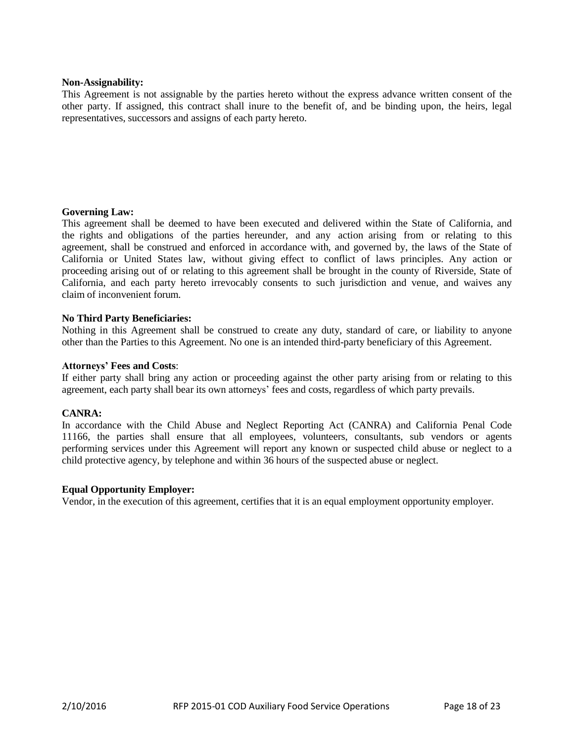**Non-Assignability:**
This Agreement is not assignable by the parties hereto without the express advance written consent of the other party. If assigned, this contract shall inure to the benefit of, and be binding upon, the heirs, legal representatives, successors and assigns of each party hereto.

**Governing Law:**
This agreement shall be deemed to have been executed and delivered within the State of California, and the rights and obligations of the parties hereunder, and any action arising from or relating to this agreement, shall be construed and enforced in accordance with, and governed by, the laws of the State of California or United States law, without giving effect to conflict of laws principles. Any action or proceeding arising out of or relating to this agreement shall be brought in the county of Riverside, State of California, and each party hereto irrevocably consents to such jurisdiction and venue, and waives any claim of inconvenient forum.

**No Third Party Beneficiaries:**
Nothing in this Agreement shall be construed to create any duty, standard of care, or liability to anyone other than the Parties to this Agreement. No one is an intended third-party beneficiary of this Agreement.

**Attorneys' Fees and Costs**:
If either party shall bring any action or proceeding against the other party arising from or relating to this agreement, each party shall bear its own attorneys' fees and costs, regardless of which party prevails.

**CANRA:**
In accordance with the Child Abuse and Neglect Reporting Act (CANRA) and California Penal Code 11166, the parties shall ensure that all employees, volunteers, consultants, sub vendors or agents performing services under this Agreement will report any known or suspected child abuse or neglect to a child protective agency, by telephone and within 36 hours of the suspected abuse or neglect.

**Equal Opportunity Employer:**
Vendor, in the execution of this agreement, certifies that it is an equal employment opportunity employer.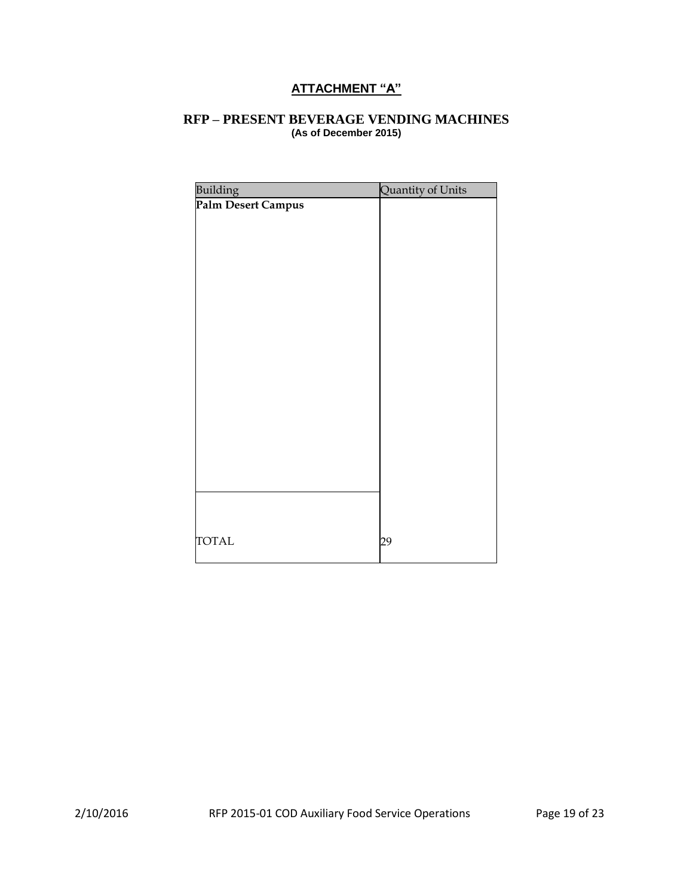**ATTACHMENT "A"**

## RFP – PRESENT BEVERAGE VENDING MACHINES

**(As of December 2015)**

| Building | Quantity of Units |
|---|---|
| **Palm Desert Campus** | |
| TOTAL | 29 |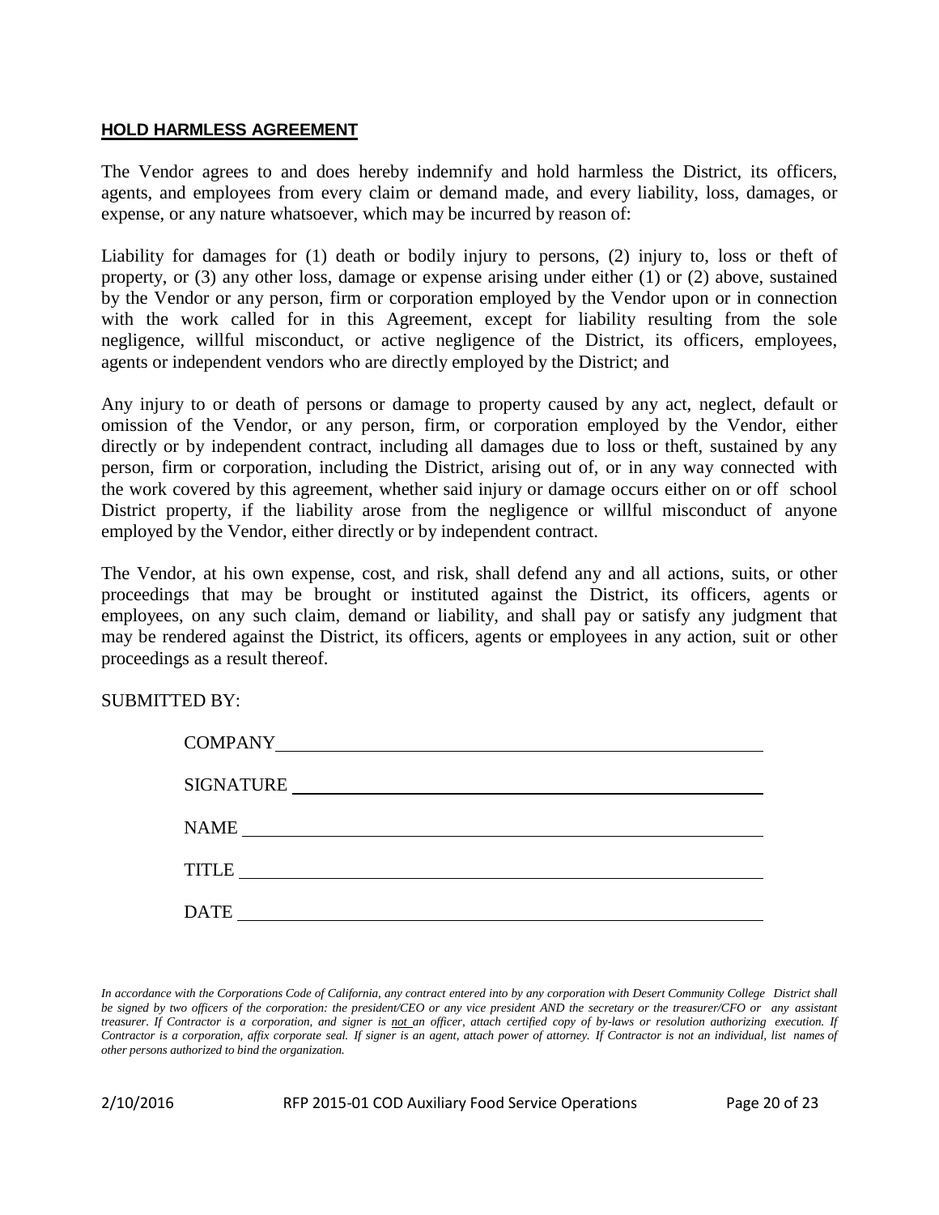## HOLD HARMLESS AGREEMENT

The Vendor agrees to and does hereby indemnify and hold harmless the District, its officers, agents, and employees from every claim or demand made, and every liability, loss, damages, or expense, or any nature whatsoever, which may be incurred by reason of:

Liability for damages for (1) death or bodily injury to persons, (2) injury to, loss or theft of property, or (3) any other loss, damage or expense arising under either (1) or (2) above, sustained by the Vendor or any person, firm or corporation employed by the Vendor upon or in connection with the work called for in this Agreement, except for liability resulting from the sole negligence, willful misconduct, or active negligence of the District, its officers, employees, agents or independent vendors who are directly employed by the District; and

Any injury to or death of persons or damage to property caused by any act, neglect, default or omission of the Vendor, or any person, firm, or corporation employed by the Vendor, either directly or by independent contract, including all damages due to loss or theft, sustained by any person, firm or corporation, including the District, arising out of, or in any way connected with the work covered by this agreement, whether said injury or damage occurs either on or off school District property, if the liability arose from the negligence or willful misconduct of anyone employed by the Vendor, either directly or by independent contract.

The Vendor, at his own expense, cost, and risk, shall defend any and all actions, suits, or other proceedings that may be brought or instituted against the District, its officers, agents or employees, on any such claim, demand or liability, and shall pay or satisfy any judgment that may be rendered against the District, its officers, agents or employees in any action, suit or other proceedings as a result thereof.

SUBMITTED BY:

COMPANY ______________________________

SIGNATURE ______________________________

NAME ______________________________

TITLE ______________________________

DATE ______________________________

*In accordance with the Corporations Code of California, any contract entered into by any corporation with Desert Community College District shall be signed by two officers of the corporation: the president/CEO or any vice president AND the secretary or the treasurer/CFO or any assistant treasurer. If Contractor is a corporation, and signer is not an officer, attach certified copy of by-laws or resolution authorizing execution. If Contractor is a corporation, affix corporate seal. If signer is an agent, attach power of attorney. If Contractor is not an individual, list names of other persons authorized to bind the organization.*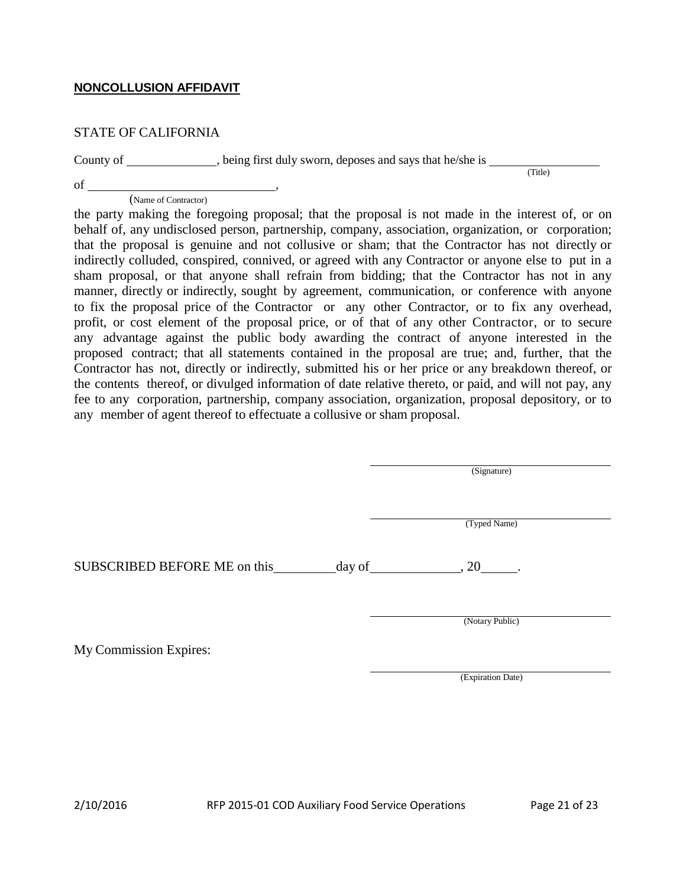**NONCOLLUSION AFFIDAVIT**

STATE OF CALIFORNIA

County of _______________, being first duly sworn, deposes and says that he/she is ___________________
(Title)

of _______________________________,
(Name of Contractor)

the party making the foregoing proposal; that the proposal is not made in the interest of, or on behalf of, any undisclosed person, partnership, company, association, organization, or corporation; that the proposal is genuine and not collusive or sham; that the Contractor has not directly or indirectly colluded, conspired, connived, or agreed with any Contractor or anyone else to put in a sham proposal, or that anyone shall refrain from bidding; that the Contractor has not in any manner, directly or indirectly, sought by agreement, communication, or conference with anyone to fix the proposal price of the Contractor or any other Contractor, or to fix any overhead, profit, or cost element of the proposal price, or of that of any other Contractor, or to secure any advantage against the public body awarding the contract of anyone interested in the proposed contract; that all statements contained in the proposal are true; and, further, that the Contractor has not, directly or indirectly, submitted his or her price or any breakdown thereof, or the contents thereof, or divulged information of date relative thereto, or paid, and will not pay, any fee to any corporation, partnership, company association, organization, proposal depository, or to any member of agent thereof to effectuate a collusive or sham proposal.

_______________________________________
(Signature)

_______________________________________
(Typed Name)

SUBSCRIBED BEFORE ME on this__________day of______________, 20______.

_______________________________________
(Notary Public)

My Commission Expires:

_______________________________________
(Expiration Date)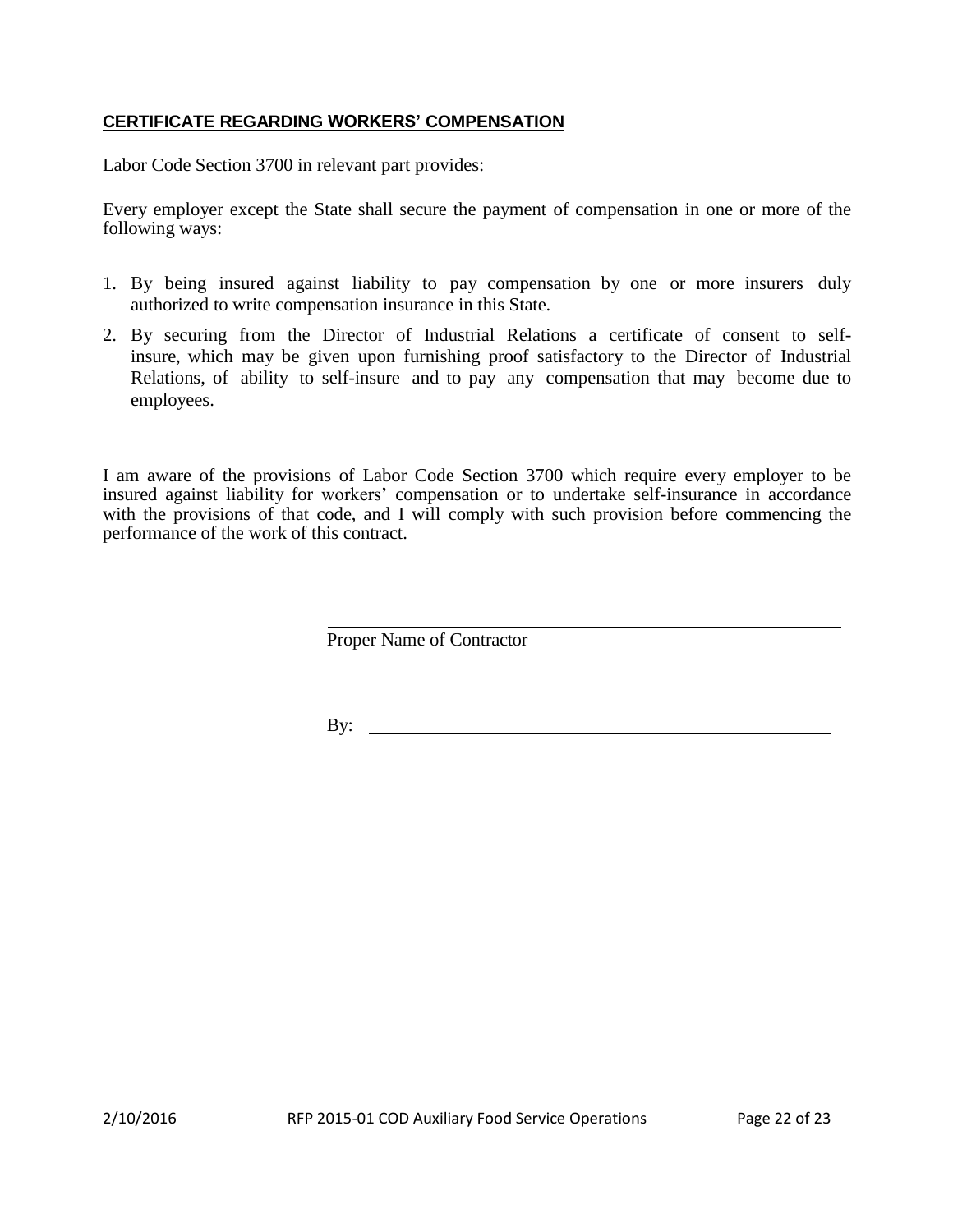**CERTIFICATE REGARDING WORKERS' COMPENSATION**

Labor Code Section 3700 in relevant part provides:

Every employer except the State shall secure the payment of compensation in one or more of the following ways:

1. By being insured against liability to pay compensation by one or more insurers duly authorized to write compensation insurance in this State.
2. By securing from the Director of Industrial Relations a certificate of consent to self-insure, which may be given upon furnishing proof satisfactory to the Director of Industrial Relations, of ability to self-insure and to pay any compensation that may become due to employees.

I am aware of the provisions of Labor Code Section 3700 which require every employer to be insured against liability for workers' compensation or to undertake self-insurance in accordance with the provisions of that code, and I will comply with such provision before commencing the performance of the work of this contract.

\_\_\_\_\_\_\_\_\_\_\_\_\_\_\_\_\_\_\_\_\_\_\_\_\_\_\_\_\_\_\_\_\_\_\_\_\_\_\_\_\_\_\_\_
Proper Name of Contractor

By: \_\_\_\_\_\_\_\_\_\_\_\_\_\_\_\_\_\_\_\_\_\_\_\_\_\_\_\_\_\_\_\_\_\_\_\_\_\_\_\_

\_\_\_\_\_\_\_\_\_\_\_\_\_\_\_\_\_\_\_\_\_\_\_\_\_\_\_\_\_\_\_\_\_\_\_\_\_\_\_\_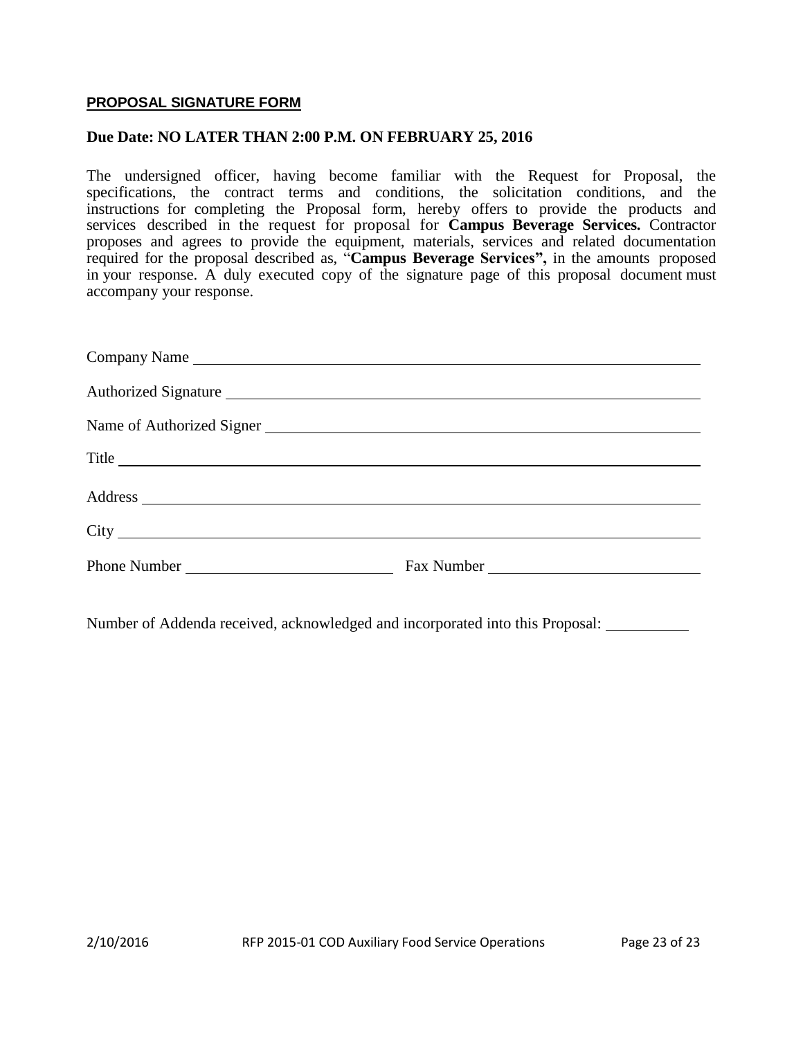**PROPOSAL SIGNATURE FORM**

**Due Date: NO LATER THAN 2:00 P.M. ON FEBRUARY 25, 2016**

The undersigned officer, having become familiar with the Request for Proposal, the specifications, the contract terms and conditions, the solicitation conditions, and the instructions for completing the Proposal form, hereby offers to provide the products and services described in the request for proposal for **Campus Beverage Services.** Contractor proposes and agrees to provide the equipment, materials, services and related documentation required for the proposal described as, "**Campus Beverage Services",** in the amounts proposed in your response. A duly executed copy of the signature page of this proposal document must accompany your response.

Company Name ______________________________________________

Authorized Signature ______________________________________________

Name of Authorized Signer ______________________________________________

Title ______________________________________________

Address ______________________________________________

City ______________________________________________

Phone Number ____________________ Fax Number ____________________

Number of Addenda received, acknowledged and incorporated into this Proposal: __________